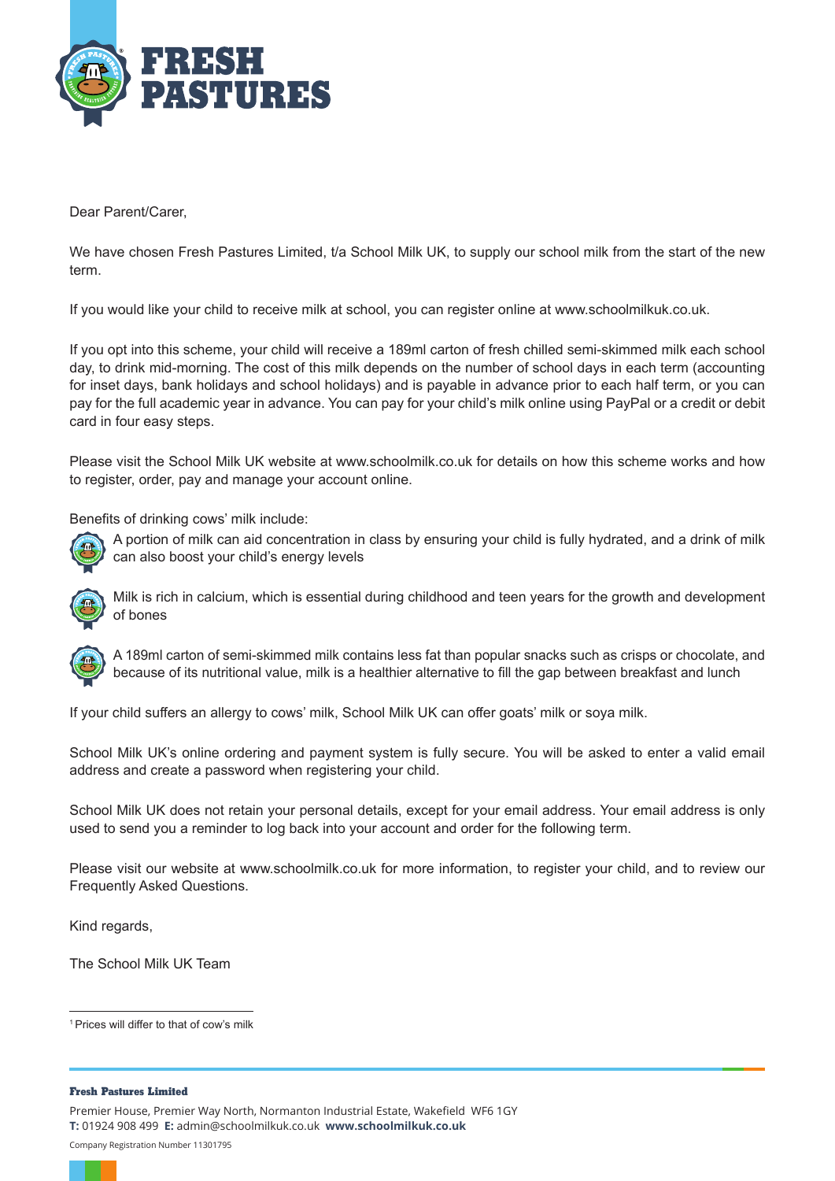Dear Parent/Carer,

We have chosen Fresh Pastures Limited, t/a School Milk UK, to supply our school milk from the start of the new term.

If you would like your child to receive milk at school, you can register online at www.schoolmilkuk.co.uk.

If you opt into this scheme, your child will receive a 189ml carton of fresh chilled semi-skimmed milk each school day, to drink mid-morning. The cost of this milk depends on the number of school days in each term (accounting for inset days, bank holidays and school holidays) and is payable in advance prior to each half term, or you can pay for the full academic year in advance. You can pay for your child's milk online using PayPal or a credit or debit card in four easy steps.

Please visit the School Milk UK website at www.schoolmilk.co.uk for details on how this scheme works and how to register, order, pay and manage your account online.

Benefits of drinking cows' milk include:

- A portion of milk can aid concentration in class by ensuring your child is fully hydrated, and a drink of milk can also boost your child's energy levels
- Milk is rich in calcium, which is essential during childhood and teen years for the growth and development of bones
- A 189ml carton of semi-skimmed milk contains less fat than popular snacks such as crisps or chocolate, and because of its nutritional value, milk is a healthier alternative to fill the gap between breakfast and lunch

If your child suffers an allergy to cows' milk, School Milk UK can offer goats' milk or soya milk.

School Milk UK's online ordering and payment system is fully secure. You will be asked to enter a valid email address and create a password when registering your child.

School Milk UK does not retain your personal details, except for your email address. Your email address is only used to send you a reminder to log back into your account and order for the following term.

Please visit our website at www.schoolmilk.co.uk for more information, to register your child, and to review our Frequently Asked Questions.

Kind regards,

The School Milk UK Team

[1] Prices will differ to that of cow's milk

**Fresh Pastures Limited**

Premier House, Premier Way North, Normanton Industrial Estate, Wakefield WF6 1GY
**T:** 01924 908 499 **E:** admin@schoolmilkuk.co.uk **www.schoolmilkuk.co.uk**

Company Registration Number 11301795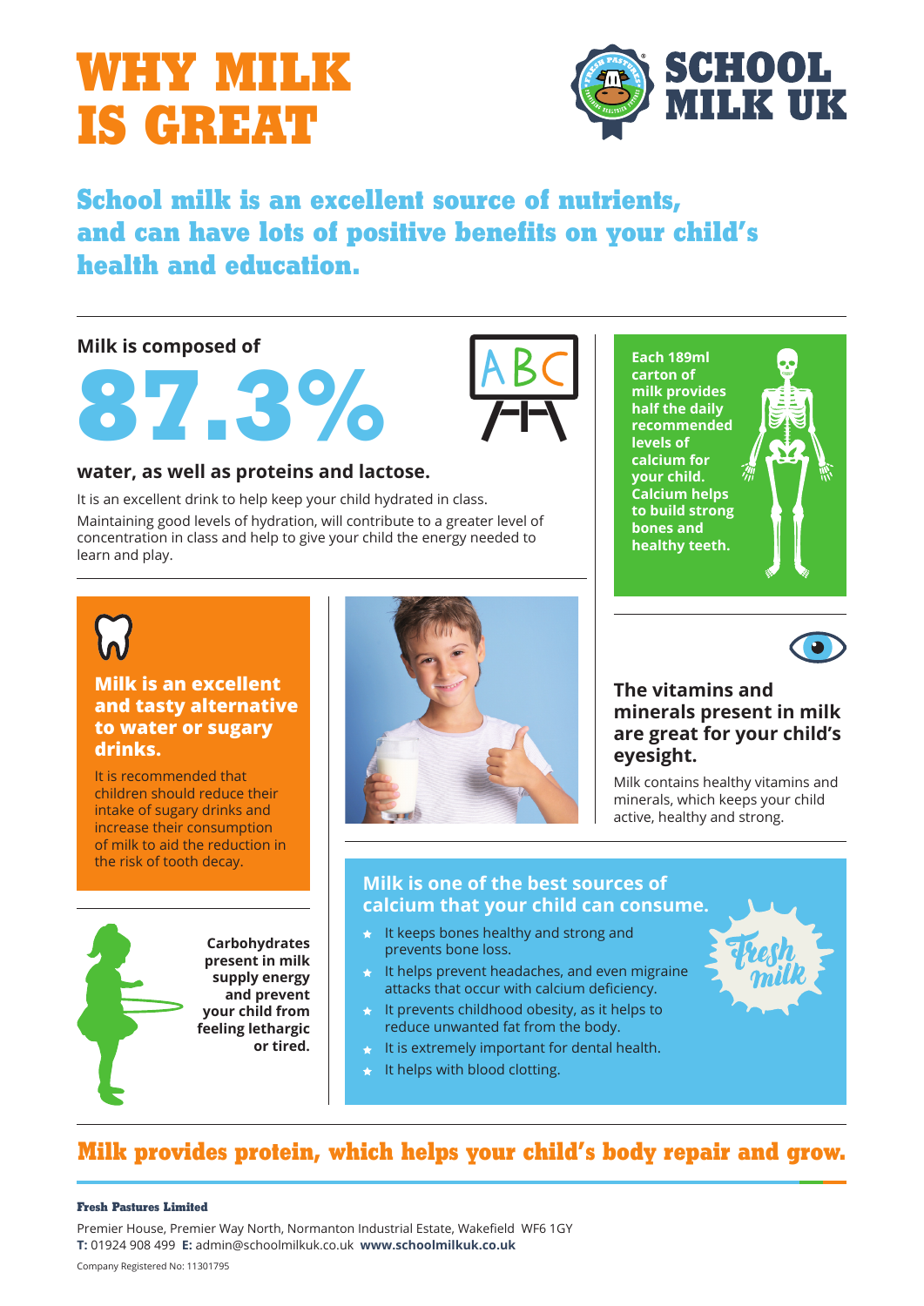# WHY MILK IS GREAT

SCHOOL MILK UK

## School milk is an excellent source of nutrients, and can have lots of positive benefits on your child's health and education.

**Milk is composed of**

# 87.3%

**water, as well as proteins and lactose.**

It is an excellent drink to help keep your child hydrated in class.

Maintaining good levels of hydration, will contribute to a greater level of concentration in class and help to give your child the energy needed to learn and play.

**Each 189ml carton of milk provides half the daily recommended levels of calcium for your child. Calcium helps to build strong bones and healthy teeth.**

### Milk is an excellent and tasty alternative to water or sugary drinks.

It is recommended that children should reduce their intake of sugary drinks and increase their consumption of milk to aid the reduction in the risk of tooth decay.

### The vitamins and minerals present in milk are great for your child's eyesight.

Milk contains healthy vitamins and minerals, which keeps your child active, healthy and strong.

**Carbohydrates present in milk supply energy and prevent your child from feeling lethargic or tired.**

### Milk is one of the best sources of calcium that your child can consume.

- It keeps bones healthy and strong and prevents bone loss.
- It helps prevent headaches, and even migraine attacks that occur with calcium deficiency.
- It prevents childhood obesity, as it helps to reduce unwanted fat from the body.
- It is extremely important for dental health.
- It helps with blood clotting.

Fresh milk

## Milk provides protein, which helps your child's body repair and grow.

**Fresh Pastures Limited**

Premier House, Premier Way North, Normanton Industrial Estate, Wakefield WF6 1GY
**T:** 01924 908 499 **E:** admin@schoolmilkuk.co.uk **www.schoolmilkuk.co.uk**

Company Registered No: 11301795